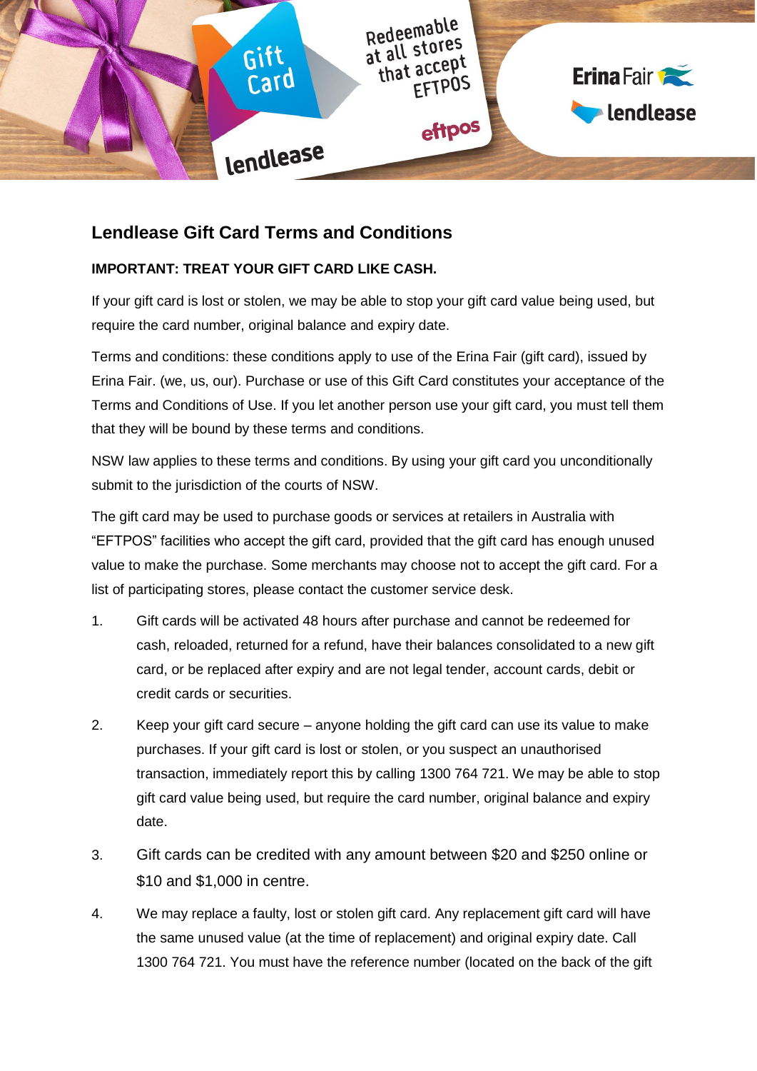## Lendlease Gift Card Terms and Conditions

**IMPORTANT: TREAT YOUR GIFT CARD LIKE CASH.**

If your gift card is lost or stolen, we may be able to stop your gift card value being used, but require the card number, original balance and expiry date.

Terms and conditions: these conditions apply to use of the Erina Fair (gift card), issued by Erina Fair. (we, us, our). Purchase or use of this Gift Card constitutes your acceptance of the Terms and Conditions of Use. If you let another person use your gift card, you must tell them that they will be bound by these terms and conditions.

NSW law applies to these terms and conditions. By using your gift card you unconditionally submit to the jurisdiction of the courts of NSW.

The gift card may be used to purchase goods or services at retailers in Australia with "EFTPOS" facilities who accept the gift card, provided that the gift card has enough unused value to make the purchase. Some merchants may choose not to accept the gift card. For a list of participating stores, please contact the customer service desk.

1. Gift cards will be activated 48 hours after purchase and cannot be redeemed for cash, reloaded, returned for a refund, have their balances consolidated to a new gift card, or be replaced after expiry and are not legal tender, account cards, debit or credit cards or securities.
2. Keep your gift card secure – anyone holding the gift card can use its value to make purchases. If your gift card is lost or stolen, or you suspect an unauthorised transaction, immediately report this by calling 1300 764 721. We may be able to stop gift card value being used, but require the card number, original balance and expiry date.
3. Gift cards can be credited with any amount between $20 and $250 online or $10 and $1,000 in centre.
4. We may replace a faulty, lost or stolen gift card. Any replacement gift card will have the same unused value (at the time of replacement) and original expiry date. Call 1300 764 721. You must have the reference number (located on the back of the gift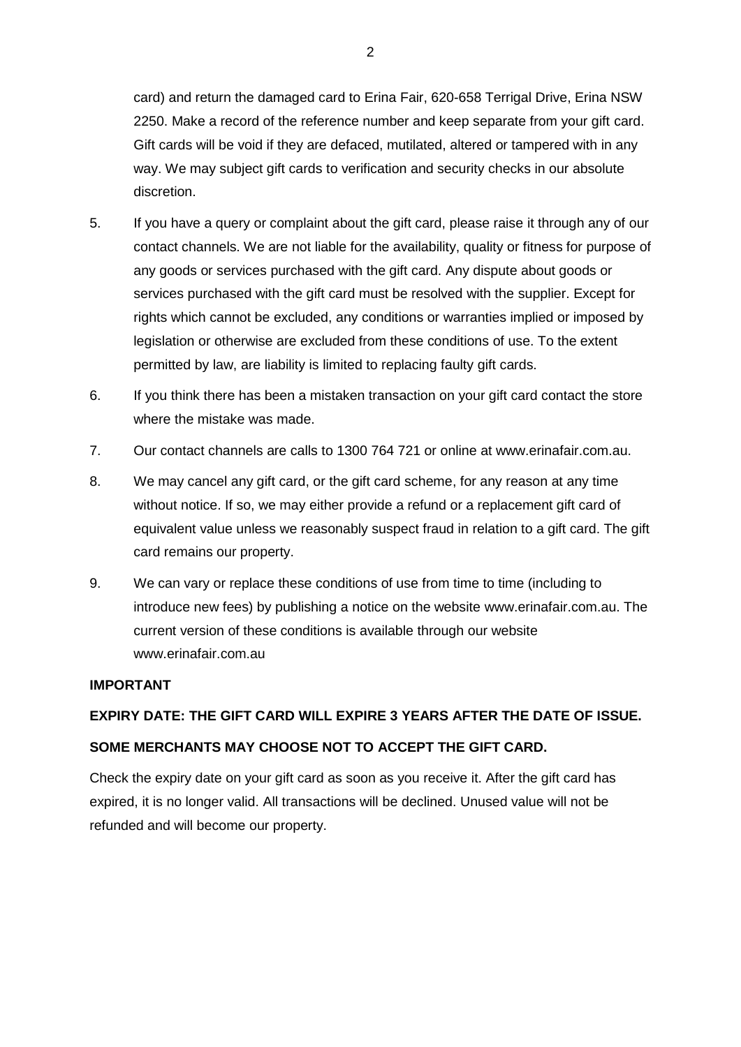card) and return the damaged card to Erina Fair, 620-658 Terrigal Drive, Erina NSW 2250. Make a record of the reference number and keep separate from your gift card. Gift cards will be void if they are defaced, mutilated, altered or tampered with in any way. We may subject gift cards to verification and security checks in our absolute discretion.

5. If you have a query or complaint about the gift card, please raise it through any of our contact channels. We are not liable for the availability, quality or fitness for purpose of any goods or services purchased with the gift card. Any dispute about goods or services purchased with the gift card must be resolved with the supplier. Except for rights which cannot be excluded, any conditions or warranties implied or imposed by legislation or otherwise are excluded from these conditions of use. To the extent permitted by law, are liability is limited to replacing faulty gift cards.

6. If you think there has been a mistaken transaction on your gift card contact the store where the mistake was made.

7. Our contact channels are calls to 1300 764 721 or online at www.erinafair.com.au.

8. We may cancel any gift card, or the gift card scheme, for any reason at any time without notice. If so, we may either provide a refund or a replacement gift card of equivalent value unless we reasonably suspect fraud in relation to a gift card. The gift card remains our property.

9. We can vary or replace these conditions of use from time to time (including to introduce new fees) by publishing a notice on the website www.erinafair.com.au. The current version of these conditions is available through our website www.erinafair.com.au

**IMPORTANT**

**EXPIRY DATE: THE GIFT CARD WILL EXPIRE 3 YEARS AFTER THE DATE OF ISSUE.**

**SOME MERCHANTS MAY CHOOSE NOT TO ACCEPT THE GIFT CARD.**

Check the expiry date on your gift card as soon as you receive it. After the gift card has expired, it is no longer valid. All transactions will be declined. Unused value will not be refunded and will become our property.